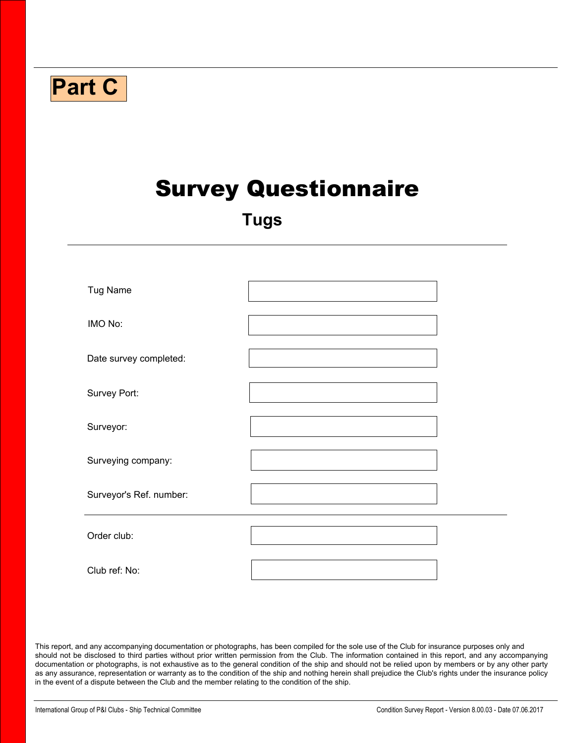**Part C**

# Survey Questionnaire

## Tugs

| | |
|---|---|
| Tug Name | |
| IMO No: | |
| Date survey completed: | |
| Survey Port: | |
| Surveyor: | |
| Surveying company: | |
| Surveyor's Ref. number: | |
| Order club: | |
| Club ref: No: | |

This report, and any accompanying documentation or photographs, has been compiled for the sole use of the Club for insurance purposes only and should not be disclosed to third parties without prior written permission from the Club. The information contained in this report, and any accompanying documentation or photographs, is not exhaustive as to the general condition of the ship and should not be relied upon by members or by any other party as any assurance, representation or warranty as to the condition of the ship and nothing herein shall prejudice the Club's rights under the insurance policy in the event of a dispute between the Club and the member relating to the condition of the ship.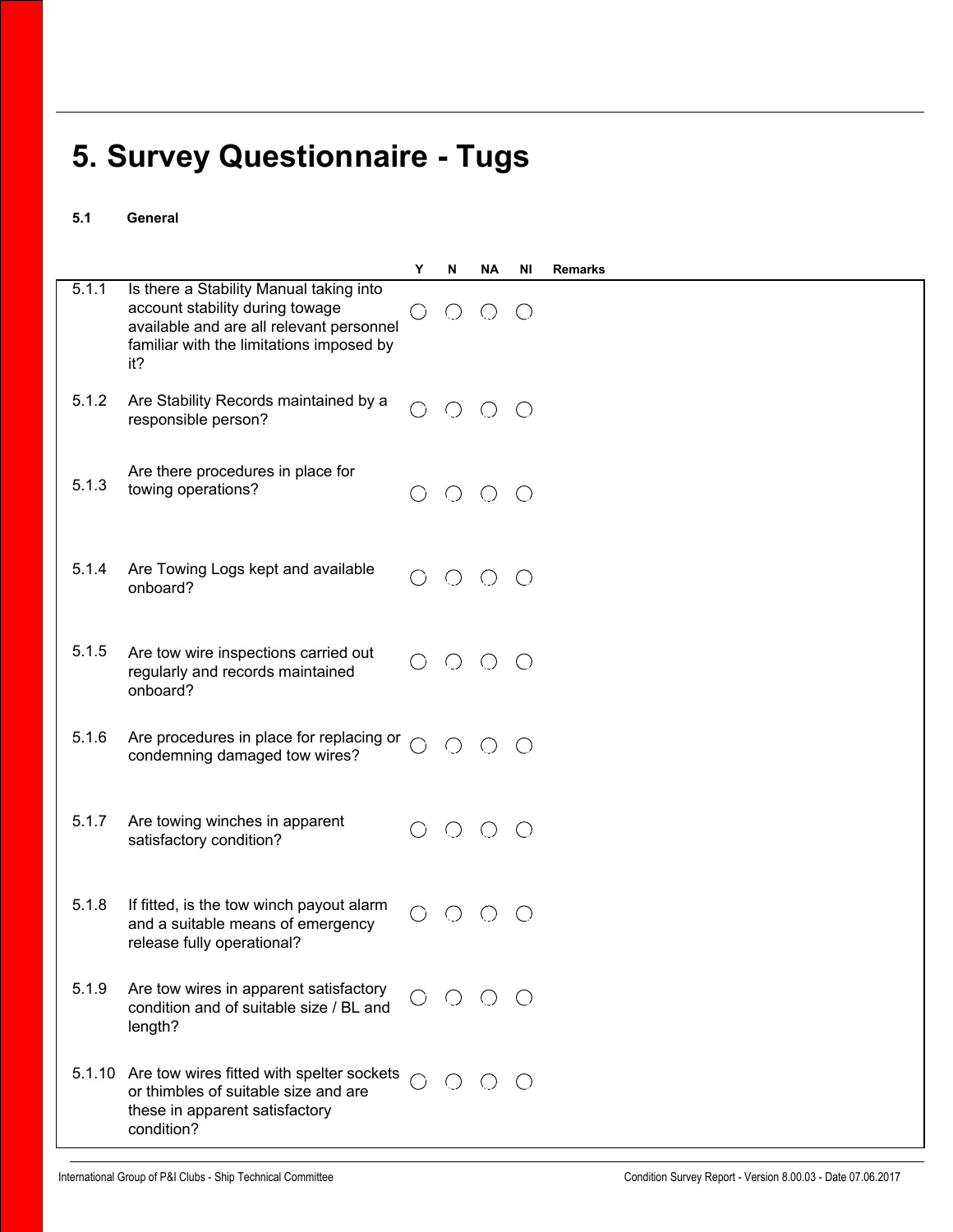# 5. Survey Questionnaire - Tugs

### 5.1 General

| | | Y | N | NA | NI | Remarks |
|---|---|---|---|---|---|---|
| 5.1.1 | Is there a Stability Manual taking into account stability during towage available and are all relevant personnel familiar with the limitations imposed by it? | ◯ | ◯ | ◯ | ◯ | |
| 5.1.2 | Are Stability Records maintained by a responsible person? | ◯ | ◯ | ◯ | ◯ | |
| 5.1.3 | Are there procedures in place for towing operations? | ◯ | ◯ | ◯ | ◯ | |
| 5.1.4 | Are Towing Logs kept and available onboard? | ◯ | ◯ | ◯ | ◯ | |
| 5.1.5 | Are tow wire inspections carried out regularly and records maintained onboard? | ◯ | ◯ | ◯ | ◯ | |
| 5.1.6 | Are procedures in place for replacing or condemning damaged tow wires? | ◯ | ◯ | ◯ | ◯ | |
| 5.1.7 | Are towing winches in apparent satisfactory condition? | ◯ | ◯ | ◯ | ◯ | |
| 5.1.8 | If fitted, is the tow winch payout alarm and a suitable means of emergency release fully operational? | ◯ | ◯ | ◯ | ◯ | |
| 5.1.9 | Are tow wires in apparent satisfactory condition and of suitable size / BL and length? | ◯ | ◯ | ◯ | ◯ | |
| 5.1.10 | Are tow wires fitted with spelter sockets or thimbles of suitable size and are these in apparent satisfactory condition? | ◯ | ◯ | ◯ | ◯ | |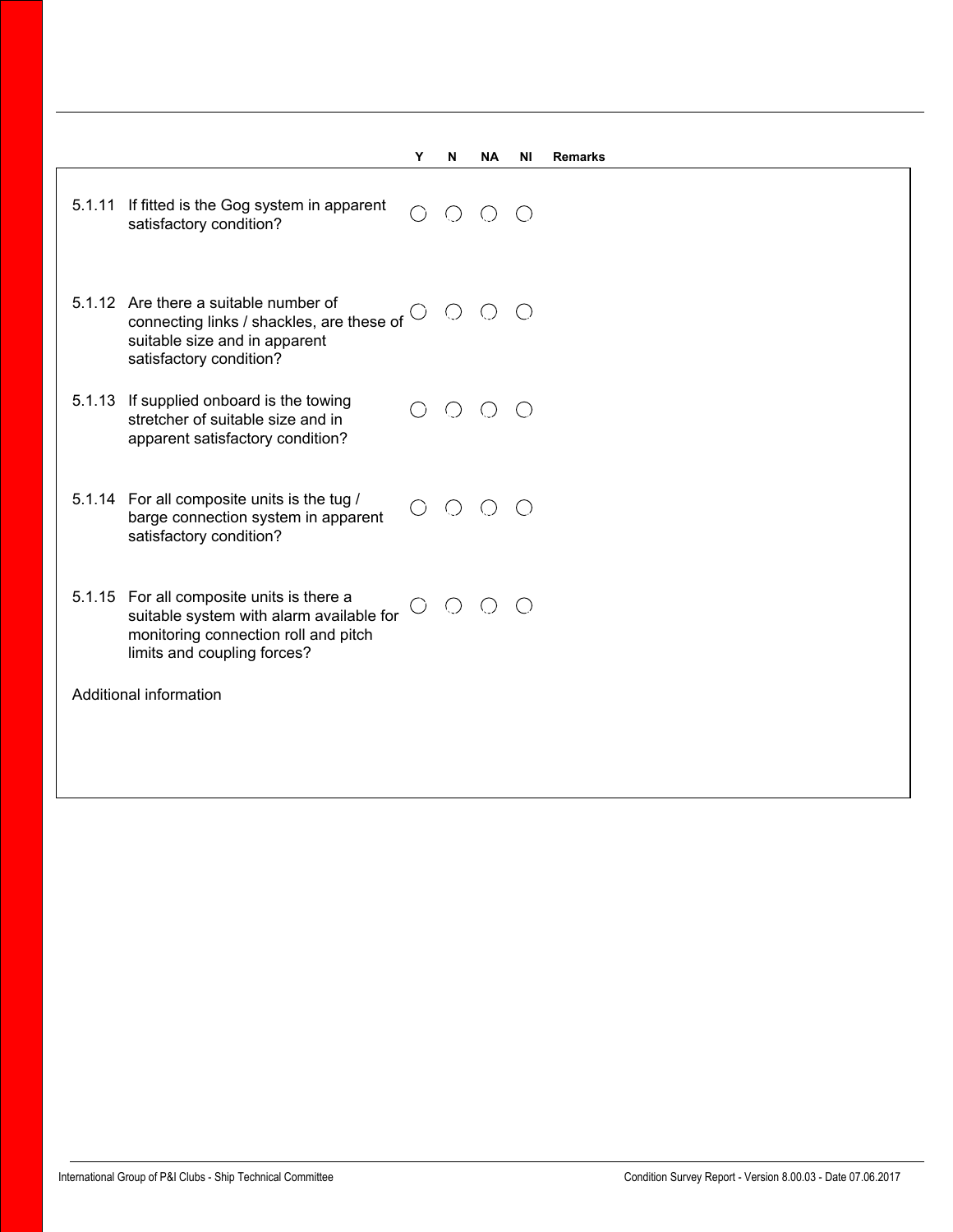| | Y | N | NA | NI | Remarks |
|---|---|---|---|---|---|
| 5.1.11 If fitted is the Gog system in apparent satisfactory condition? | ◯ | ◯ | ◯ | ◯ | |
| 5.1.12 Are there a suitable number of connecting links / shackles, are these of suitable size and in apparent satisfactory condition? | ◯ | ◯ | ◯ | ◯ | |
| 5.1.13 If supplied onboard is the towing stretcher of suitable size and in apparent satisfactory condition? | ◯ | ◯ | ◯ | ◯ | |
| 5.1.14 For all composite units is the tug / barge connection system in apparent satisfactory condition? | ◯ | ◯ | ◯ | ◯ | |
| 5.1.15 For all composite units is there a suitable system with alarm available for monitoring connection roll and pitch limits and coupling forces? | ◯ | ◯ | ◯ | ◯ | |

Additional information